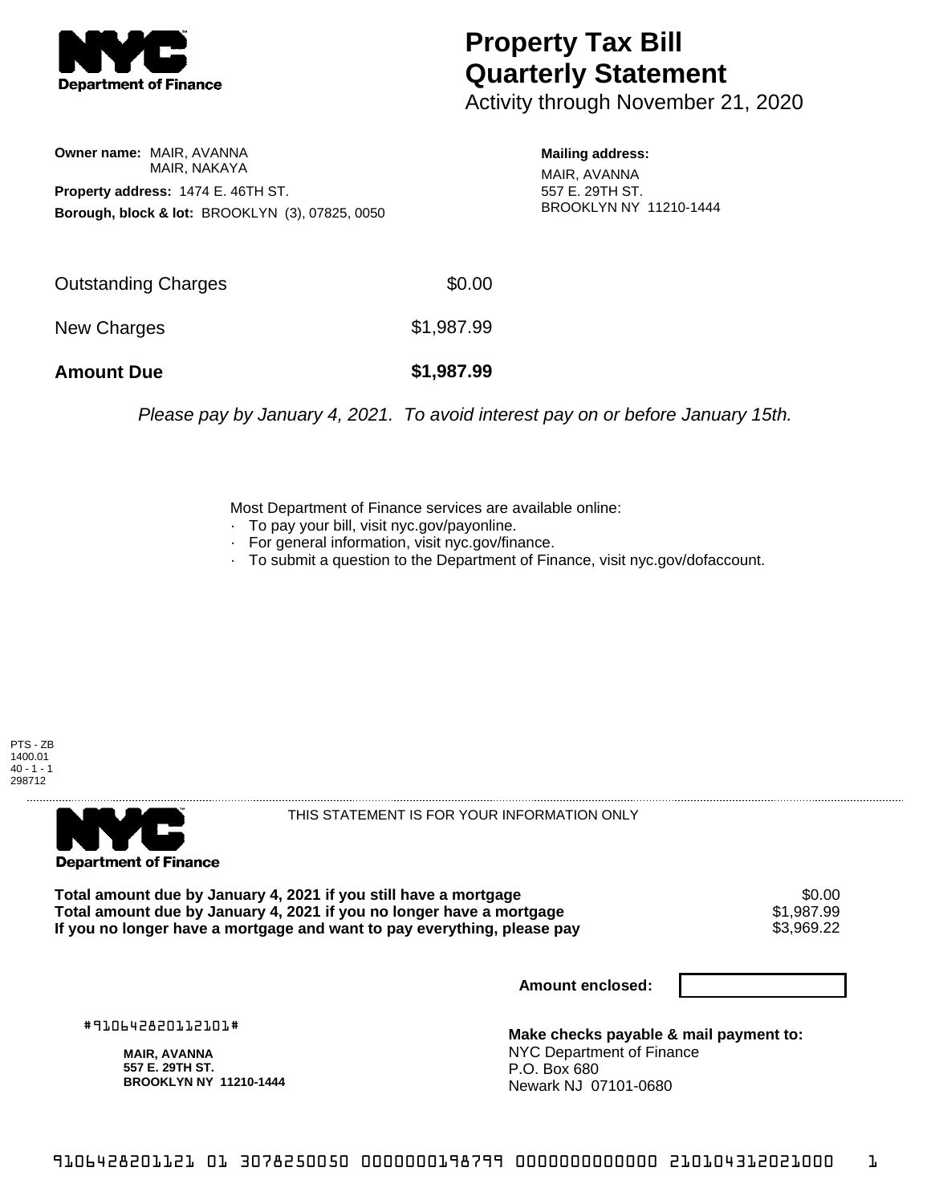# Property Tax Bill Quarterly Statement

Activity through November 21, 2020

**Owner name:** MAIR, AVANNA
MAIR, NAKAYA

**Property address:** 1474 E. 46TH ST.

**Borough, block & lot:** BROOKLYN (3), 07825, 0050

**Mailing address:**

MAIR, AVANNA
557 E. 29TH ST.
BROOKLYN NY 11210-1444

| | |
|---|---|
| Outstanding Charges | $0.00 |
| New Charges | $1,987.99 |
| **Amount Due** | **$1,987.99** |

*Please pay by January 4, 2021. To avoid interest pay on or before January 15th.*

Most Department of Finance services are available online:

- To pay your bill, visit nyc.gov/payonline.
- For general information, visit nyc.gov/finance.
- To submit a question to the Department of Finance, visit nyc.gov/dofaccount.

PTS - ZB
1400.01
40 - 1 - 1
298712

THIS STATEMENT IS FOR YOUR INFORMATION ONLY

| | |
|---|---|
| **Total amount due by January 4, 2021 if you still have a mortgage** | $0.00 |
| **Total amount due by January 4, 2021 if you no longer have a mortgage** | $1,987.99 |
| **If you no longer have a mortgage and want to pay everything, please pay** | $3,969.22 |

**Amount enclosed:**

#910642820112101#

**MAIR, AVANNA**
**557 E. 29TH ST.**
**BROOKLYN NY 11210-1444**

**Make checks payable & mail payment to:**
NYC Department of Finance
P.O. Box 680
Newark NJ 07101-0680

9106428201121 01 3078250050 0000000198799 0000000000000 210104312021000 1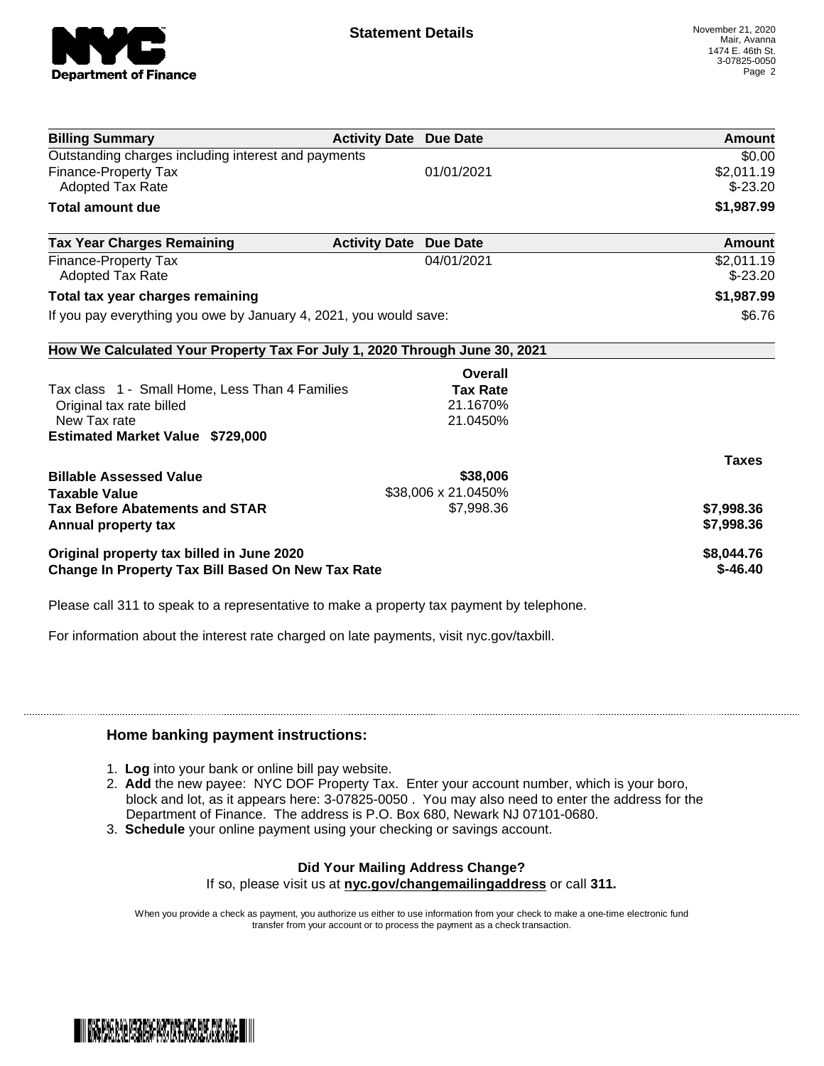# Statement Details

November 21, 2020
Mair, Avanna
1474 E. 46th St.
3-07825-0050

| Billing Summary | Activity Date | Due Date | Amount |
|---|---|---|---|
| Outstanding charges including interest and payments | | | $0.00 |
| Finance-Property Tax | | 01/01/2021 | $2,011.19 |
| Adopted Tax Rate | | | $-23.20 |
| **Total amount due** | | | **$1,987.99** |

| Tax Year Charges Remaining | Activity Date | Due Date | Amount |
|---|---|---|---|
| Finance-Property Tax | | 04/01/2021 | $2,011.19 |
| Adopted Tax Rate | | | $-23.20 |
| **Total tax year charges remaining** | | | **$1,987.99** |
| If you pay everything you owe by January 4, 2021, you would save: | | | $6.76 |

## How We Calculated Your Property Tax For July 1, 2020 Through June 30, 2021

| | Overall Tax Rate | Taxes |
|---|---|---|
| Tax class 1 - Small Home, Less Than 4 Families | | |
| Original tax rate billed | 21.1670% | |
| New Tax rate | 21.0450% | |
| **Estimated Market Value $729,000** | | |
| **Billable Assessed Value** | **$38,006** | |
| **Taxable Value** | $38,006 x 21.0450% | |
| **Tax Before Abatements and STAR** | $7,998.36 | **$7,998.36** |
| **Annual property tax** | | **$7,998.36** |
| **Original property tax billed in June 2020** | | **$8,044.76** |
| **Change In Property Tax Bill Based On New Tax Rate** | | **$-46.40** |

Please call 311 to speak to a representative to make a property tax payment by telephone.

For information about the interest rate charged on late payments, visit nyc.gov/taxbill.

### Home banking payment instructions:

1. **Log** into your bank or online bill pay website.
2. **Add** the new payee: NYC DOF Property Tax. Enter your account number, which is your boro, block and lot, as it appears here: 3-07825-0050 . You may also need to enter the address for the Department of Finance. The address is P.O. Box 680, Newark NJ 07101-0680.
3. **Schedule** your online payment using your checking or savings account.

**Did Your Mailing Address Change?**
If so, please visit us at **nyc.gov/changemailingaddress** or call **311.**

When you provide a check as payment, you authorize us either to use information from your check to make a one-time electronic fund transfer from your account or to process the payment as a check transaction.